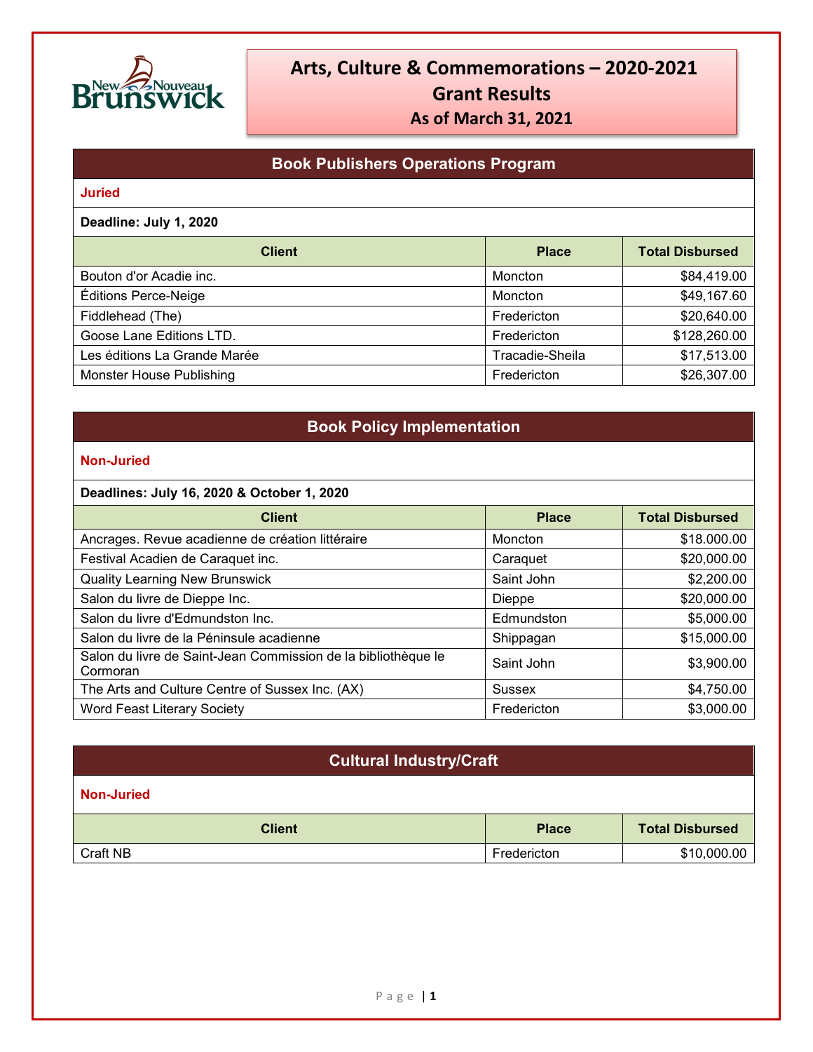# Arts, Culture & Commemorations – 2020-2021
## Grant Results
### As of March 31, 2021

## Book Publishers Operations Program

**Juried**

**Deadline: July 1, 2020**

| Client | Place | Total Disbursed |
|---|---|---|
| Bouton d'or Acadie inc. | Moncton | $84,419.00 |
| Éditions Perce-Neige | Moncton | $49,167.60 |
| Fiddlehead (The) | Fredericton | $20,640.00 |
| Goose Lane Editions LTD. | Fredericton | $128,260.00 |
| Les éditions La Grande Marée | Tracadie-Sheila | $17,513.00 |
| Monster House Publishing | Fredericton | $26,307.00 |

## Book Policy Implementation

**Non-Juried**

**Deadlines: July 16, 2020 & October 1, 2020**

| Client | Place | Total Disbursed |
|---|---|---|
| Ancrages. Revue acadienne de création littéraire | Moncton | $18,000.00 |
| Festival Acadien de Caraquet inc. | Caraquet | $20,000.00 |
| Quality Learning New Brunswick | Saint John | $2,200.00 |
| Salon du livre de Dieppe Inc. | Dieppe | $20,000.00 |
| Salon du livre d'Edmundston Inc. | Edmundston | $5,000.00 |
| Salon du livre de la Péninsule acadienne | Shippagan | $15,000.00 |
| Salon du livre de Saint-Jean Commission de la bibliothèque le Cormoran | Saint John | $3,900.00 |
| The Arts and Culture Centre of Sussex Inc. (AX) | Sussex | $4,750.00 |
| Word Feast Literary Society | Fredericton | $3,000.00 |

## Cultural Industry/Craft

**Non-Juried**

| Client | Place | Total Disbursed |
|---|---|---|
| Craft NB | Fredericton | $10,000.00 |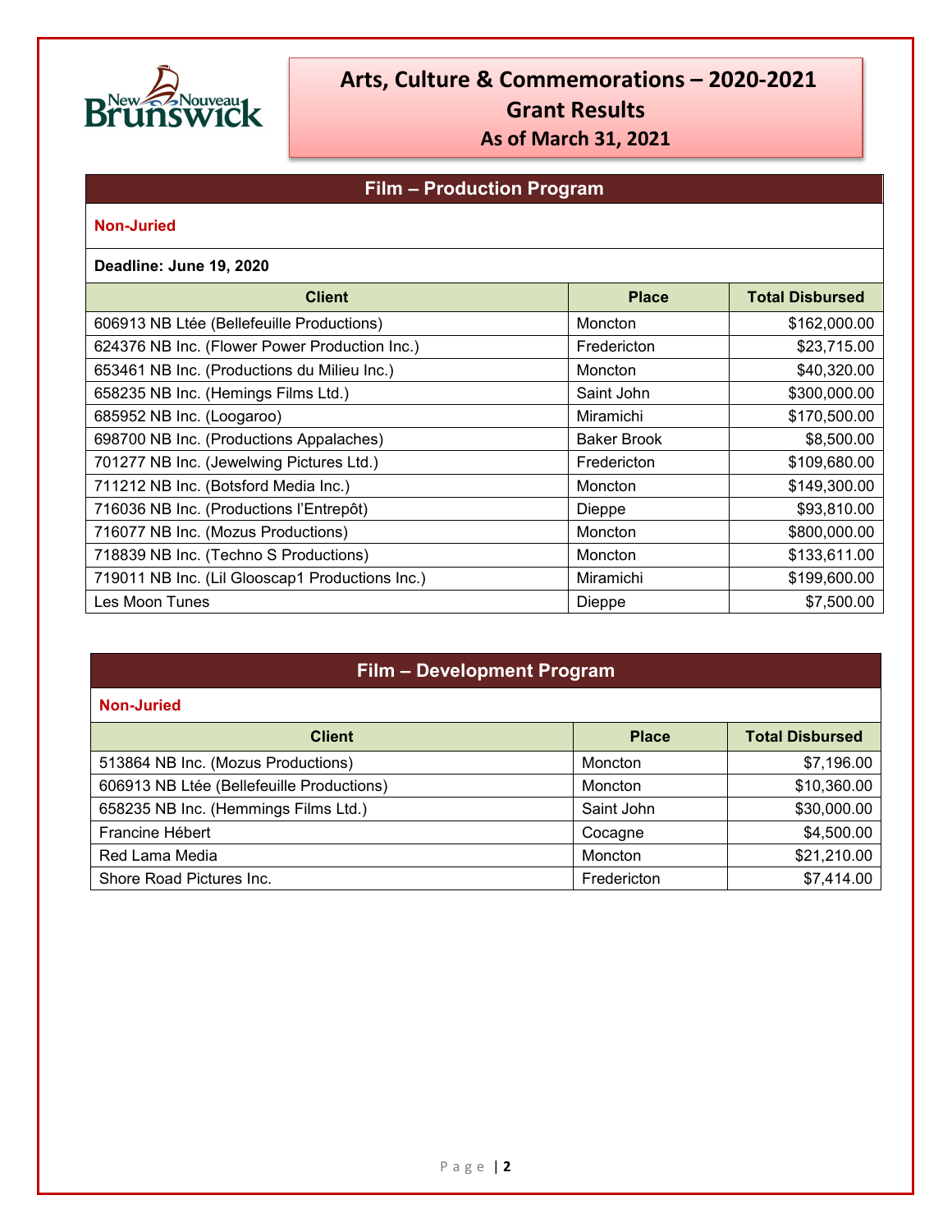# Arts, Culture & Commemorations – 2020-2021
## Grant Results
### As of March 31, 2021

## Film – Production Program

**Non-Juried**

**Deadline: June 19, 2020**

| Client | Place | Total Disbursed |
|---|---|---|
| 606913 NB Ltée (Bellefeuille Productions) | Moncton | $162,000.00 |
| 624376 NB Inc. (Flower Power Production Inc.) | Fredericton | $23,715.00 |
| 653461 NB Inc. (Productions du Milieu Inc.) | Moncton | $40,320.00 |
| 658235 NB Inc. (Hemings Films Ltd.) | Saint John | $300,000.00 |
| 685952 NB Inc. (Loogaroo) | Miramichi | $170,500.00 |
| 698700 NB Inc. (Productions Appalaches) | Baker Brook | $8,500.00 |
| 701277 NB Inc. (Jewelwing Pictures Ltd.) | Fredericton | $109,680.00 |
| 711212 NB Inc. (Botsford Media Inc.) | Moncton | $149,300.00 |
| 716036 NB Inc. (Productions l'Entrepôt) | Dieppe | $93,810.00 |
| 716077 NB Inc. (Mozus Productions) | Moncton | $800,000.00 |
| 718839 NB Inc. (Techno S Productions) | Moncton | $133,611.00 |
| 719011 NB Inc. (Lil Glooscap1 Productions Inc.) | Miramichi | $199,600.00 |
| Les Moon Tunes | Dieppe | $7,500.00 |

## Film – Development Program

**Non-Juried**

| Client | Place | Total Disbursed |
|---|---|---|
| 513864 NB Inc. (Mozus Productions) | Moncton | $7,196.00 |
| 606913 NB Ltée (Bellefeuille Productions) | Moncton | $10,360.00 |
| 658235 NB Inc. (Hemmings Films Ltd.) | Saint John | $30,000.00 |
| Francine Hébert | Cocagne | $4,500.00 |
| Red Lama Media | Moncton | $21,210.00 |
| Shore Road Pictures Inc. | Fredericton | $7,414.00 |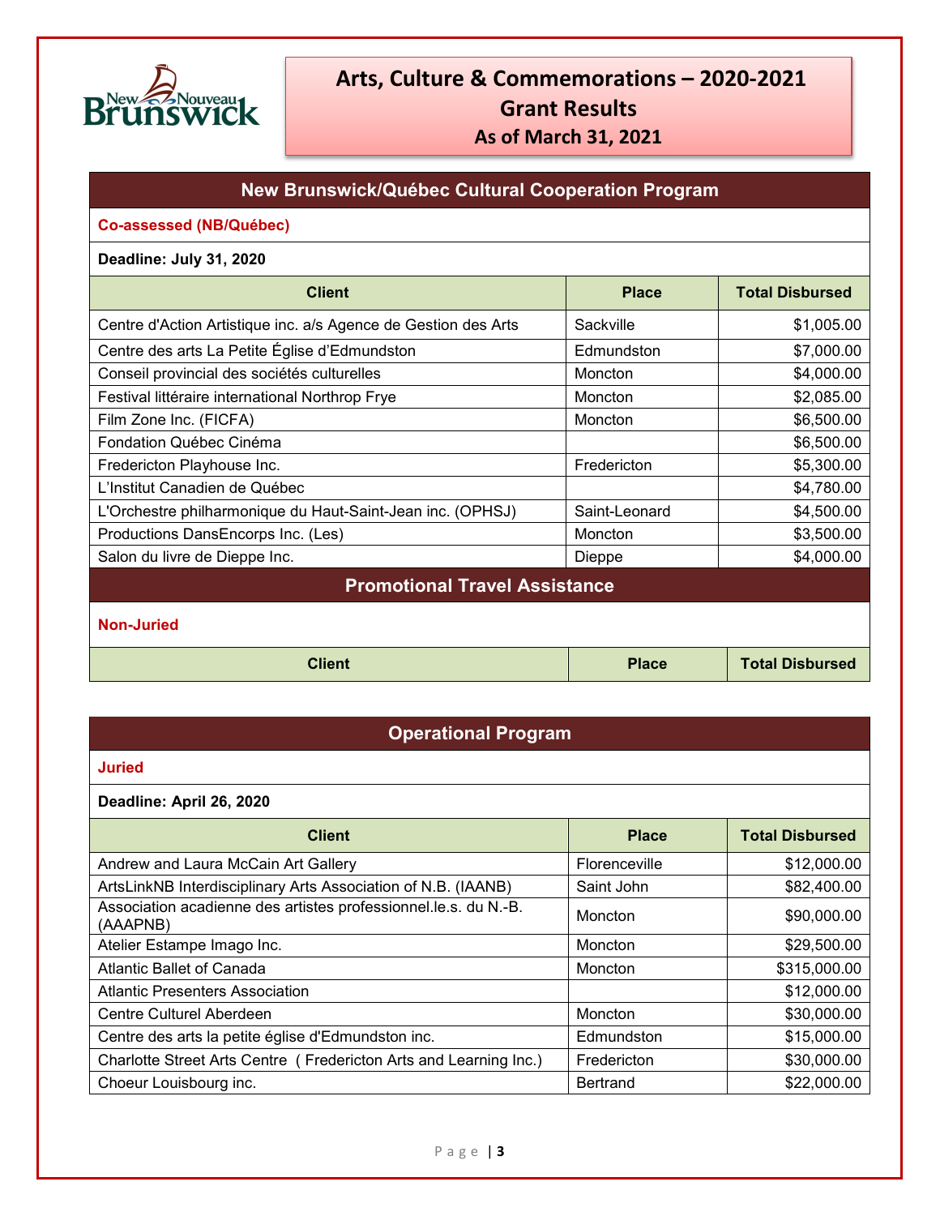# Arts, Culture & Commemorations – 2020-2021 Grant Results As of March 31, 2021

## New Brunswick/Québec Cultural Cooperation Program

**Co-assessed (NB/Québec)**

**Deadline: July 31, 2020**

| Client | Place | Total Disbursed |
|---|---|---|
| Centre d'Action Artistique inc. a/s Agence de Gestion des Arts | Sackville | $1,005.00 |
| Centre des arts La Petite Église d'Edmundston | Edmundston | $7,000.00 |
| Conseil provincial des sociétés culturelles | Moncton | $4,000.00 |
| Festival littéraire international Northrop Frye | Moncton | $2,085.00 |
| Film Zone Inc. (FICFA) | Moncton | $6,500.00 |
| Fondation Québec Cinéma | | $6,500.00 |
| Fredericton Playhouse Inc. | Fredericton | $5,300.00 |
| L'Institut Canadien de Québec | | $4,780.00 |
| L'Orchestre philharmonique du Haut-Saint-Jean inc. (OPHSJ) | Saint-Leonard | $4,500.00 |
| Productions DansEncorps Inc. (Les) | Moncton | $3,500.00 |
| Salon du livre de Dieppe Inc. | Dieppe | $4,000.00 |

## Promotional Travel Assistance

**Non-Juried**

| Client | Place | Total Disbursed |
|---|---|---|

## Operational Program

**Juried**

**Deadline: April 26, 2020**

| Client | Place | Total Disbursed |
|---|---|---|
| Andrew and Laura McCain Art Gallery | Florenceville | $12,000.00 |
| ArtsLinkNB Interdisciplinary Arts Association of N.B. (IAANB) | Saint John | $82,400.00 |
| Association acadienne des artistes professionnel.le.s. du N.-B. (AAAPNB) | Moncton | $90,000.00 |
| Atelier Estampe Imago Inc. | Moncton | $29,500.00 |
| Atlantic Ballet of Canada | Moncton | $315,000.00 |
| Atlantic Presenters Association | | $12,000.00 |
| Centre Culturel Aberdeen | Moncton | $30,000.00 |
| Centre des arts la petite église d'Edmundston inc. | Edmundston | $15,000.00 |
| Charlotte Street Arts Centre ( Fredericton Arts and Learning Inc.) | Fredericton | $30,000.00 |
| Choeur Louisbourg inc. | Bertrand | $22,000.00 |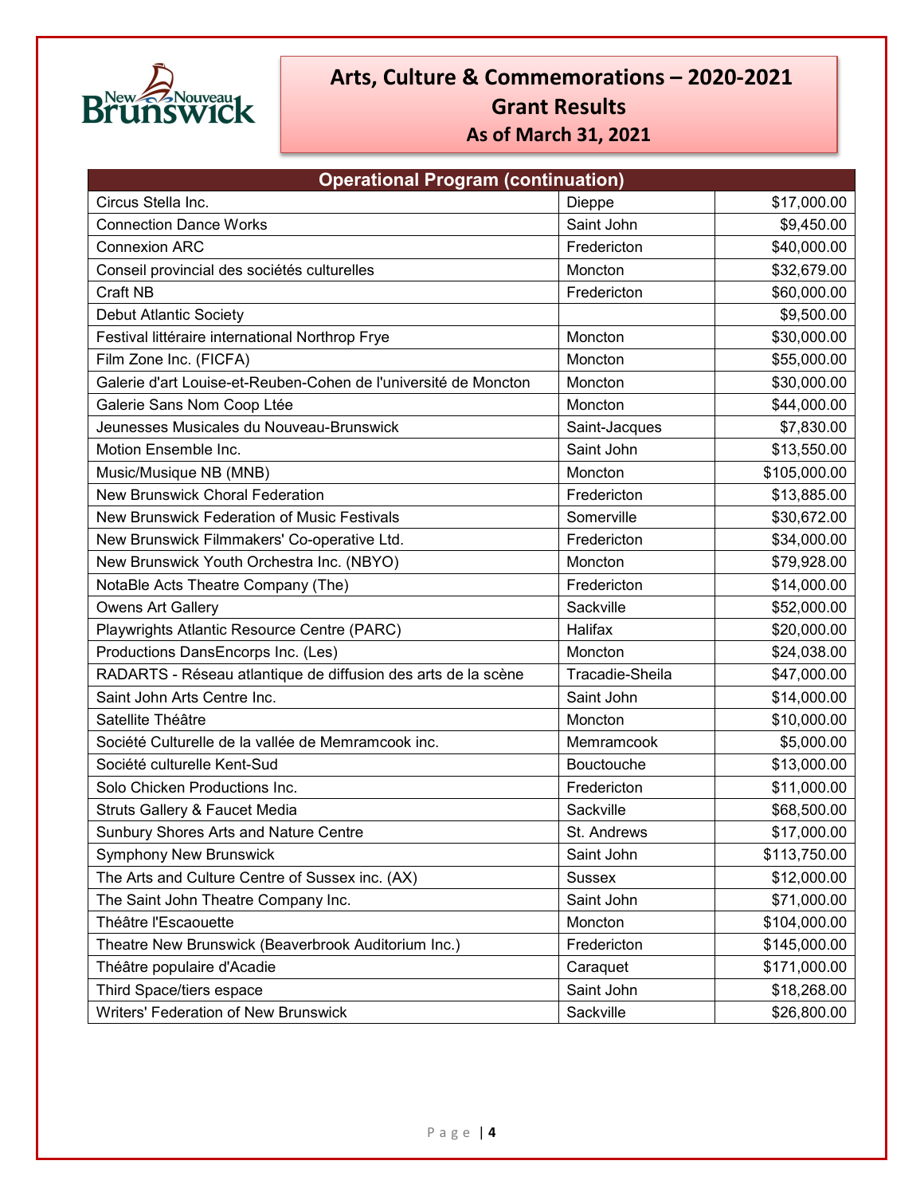# Arts, Culture & Commemorations – 2020-2021
## Grant Results
### As of March 31, 2021

| Operational Program (continuation) | | |
|---|---|---|
| Circus Stella Inc. | Dieppe | $17,000.00 |
| Connection Dance Works | Saint John | $9,450.00 |
| Connexion ARC | Fredericton | $40,000.00 |
| Conseil provincial des sociétés culturelles | Moncton | $32,679.00 |
| Craft NB | Fredericton | $60,000.00 |
| Debut Atlantic Society | | $9,500.00 |
| Festival littéraire international Northrop Frye | Moncton | $30,000.00 |
| Film Zone Inc. (FICFA) | Moncton | $55,000.00 |
| Galerie d'art Louise-et-Reuben-Cohen de l'université de Moncton | Moncton | $30,000.00 |
| Galerie Sans Nom Coop Ltée | Moncton | $44,000.00 |
| Jeunesses Musicales du Nouveau-Brunswick | Saint-Jacques | $7,830.00 |
| Motion Ensemble Inc. | Saint John | $13,550.00 |
| Music/Musique NB (MNB) | Moncton | $105,000.00 |
| New Brunswick Choral Federation | Fredericton | $13,885.00 |
| New Brunswick Federation of Music Festivals | Somerville | $30,672.00 |
| New Brunswick Filmmakers' Co-operative Ltd. | Fredericton | $34,000.00 |
| New Brunswick Youth Orchestra Inc. (NBYO) | Moncton | $79,928.00 |
| NotaBle Acts Theatre Company (The) | Fredericton | $14,000.00 |
| Owens Art Gallery | Sackville | $52,000.00 |
| Playwrights Atlantic Resource Centre (PARC) | Halifax | $20,000.00 |
| Productions DansEncorps Inc. (Les) | Moncton | $24,038.00 |
| RADARTS - Réseau atlantique de diffusion des arts de la scène | Tracadie-Sheila | $47,000.00 |
| Saint John Arts Centre Inc. | Saint John | $14,000.00 |
| Satellite Théâtre | Moncton | $10,000.00 |
| Société Culturelle de la vallée de Memramcook inc. | Memramcook | $5,000.00 |
| Société culturelle Kent-Sud | Bouctouche | $13,000.00 |
| Solo Chicken Productions Inc. | Fredericton | $11,000.00 |
| Struts Gallery & Faucet Media | Sackville | $68,500.00 |
| Sunbury Shores Arts and Nature Centre | St. Andrews | $17,000.00 |
| Symphony New Brunswick | Saint John | $113,750.00 |
| The Arts and Culture Centre of Sussex inc. (AX) | Sussex | $12,000.00 |
| The Saint John Theatre Company Inc. | Saint John | $71,000.00 |
| Théâtre l'Escaouette | Moncton | $104,000.00 |
| Theatre New Brunswick (Beaverbrook Auditorium Inc.) | Fredericton | $145,000.00 |
| Théâtre populaire d'Acadie | Caraquet | $171,000.00 |
| Third Space/tiers espace | Saint John | $18,268.00 |
| Writers' Federation of New Brunswick | Sackville | $26,800.00 |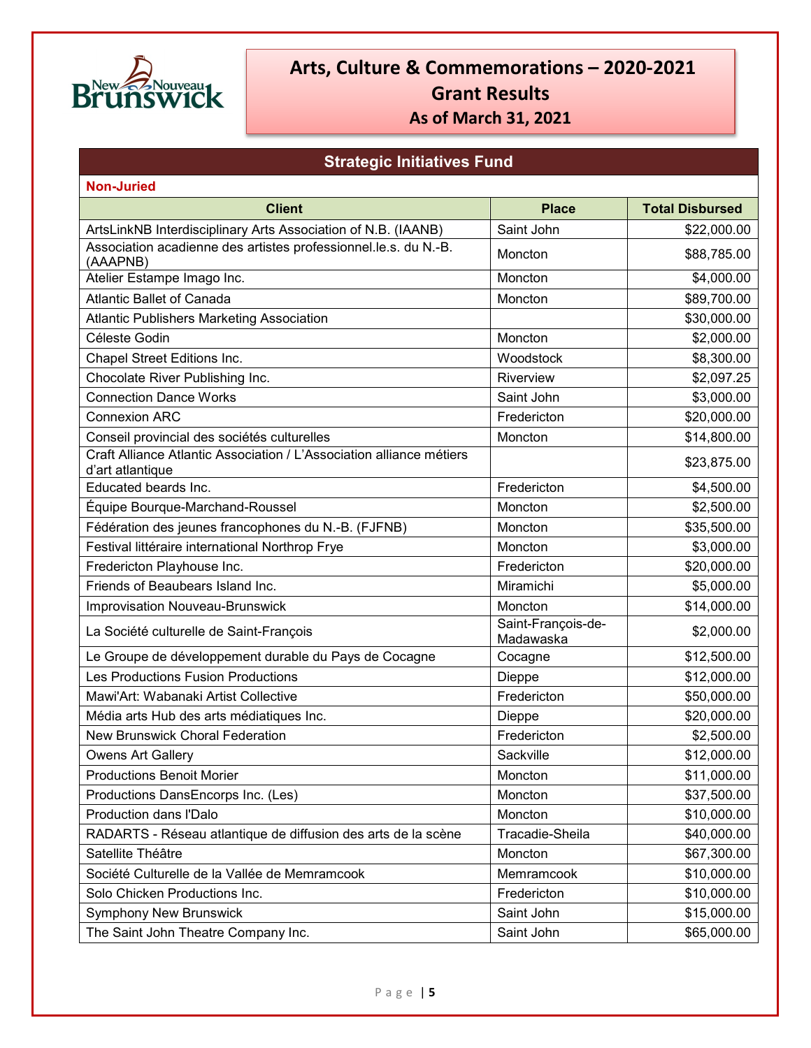# Arts, Culture & Commemorations – 2020-2021
## Grant Results
### As of March 31, 2021

## Strategic Initiatives Fund

**Non-Juried**

| Client | Place | Total Disbursed |
|---|---|---|
| ArtsLinkNB Interdisciplinary Arts Association of N.B. (IAANB) | Saint John | $22,000.00 |
| Association acadienne des artistes professionnel.le.s. du N.-B. (AAAPNB) | Moncton | $88,785.00 |
| Atelier Estampe Imago Inc. | Moncton | $4,000.00 |
| Atlantic Ballet of Canada | Moncton | $89,700.00 |
| Atlantic Publishers Marketing Association | | $30,000.00 |
| Céleste Godin | Moncton | $2,000.00 |
| Chapel Street Editions Inc. | Woodstock | $8,300.00 |
| Chocolate River Publishing Inc. | Riverview | $2,097.25 |
| Connection Dance Works | Saint John | $3,000.00 |
| Connexion ARC | Fredericton | $20,000.00 |
| Conseil provincial des sociétés culturelles | Moncton | $14,800.00 |
| Craft Alliance Atlantic Association / L'Association alliance métiers d'art atlantique | | $23,875.00 |
| Educated beards Inc. | Fredericton | $4,500.00 |
| Équipe Bourque-Marchand-Roussel | Moncton | $2,500.00 |
| Fédération des jeunes francophones du N.-B. (FJFNB) | Moncton | $35,500.00 |
| Festival littéraire international Northrop Frye | Moncton | $3,000.00 |
| Fredericton Playhouse Inc. | Fredericton | $20,000.00 |
| Friends of Beaubears Island Inc. | Miramichi | $5,000.00 |
| Improvisation Nouveau-Brunswick | Moncton | $14,000.00 |
| La Société culturelle de Saint-François | Saint-François-de-Madawaska | $2,000.00 |
| Le Groupe de développement durable du Pays de Cocagne | Cocagne | $12,500.00 |
| Les Productions Fusion Productions | Dieppe | $12,000.00 |
| Mawi'Art: Wabanaki Artist Collective | Fredericton | $50,000.00 |
| Média arts Hub des arts médiatiques Inc. | Dieppe | $20,000.00 |
| New Brunswick Choral Federation | Fredericton | $2,500.00 |
| Owens Art Gallery | Sackville | $12,000.00 |
| Productions Benoit Morier | Moncton | $11,000.00 |
| Productions DansEncorps Inc. (Les) | Moncton | $37,500.00 |
| Production dans l'Dalo | Moncton | $10,000.00 |
| RADARTS - Réseau atlantique de diffusion des arts de la scène | Tracadie-Sheila | $40,000.00 |
| Satellite Théâtre | Moncton | $67,300.00 |
| Société Culturelle de la Vallée de Memramcook | Memramcook | $10,000.00 |
| Solo Chicken Productions Inc. | Fredericton | $10,000.00 |
| Symphony New Brunswick | Saint John | $15,000.00 |
| The Saint John Theatre Company Inc. | Saint John | $65,000.00 |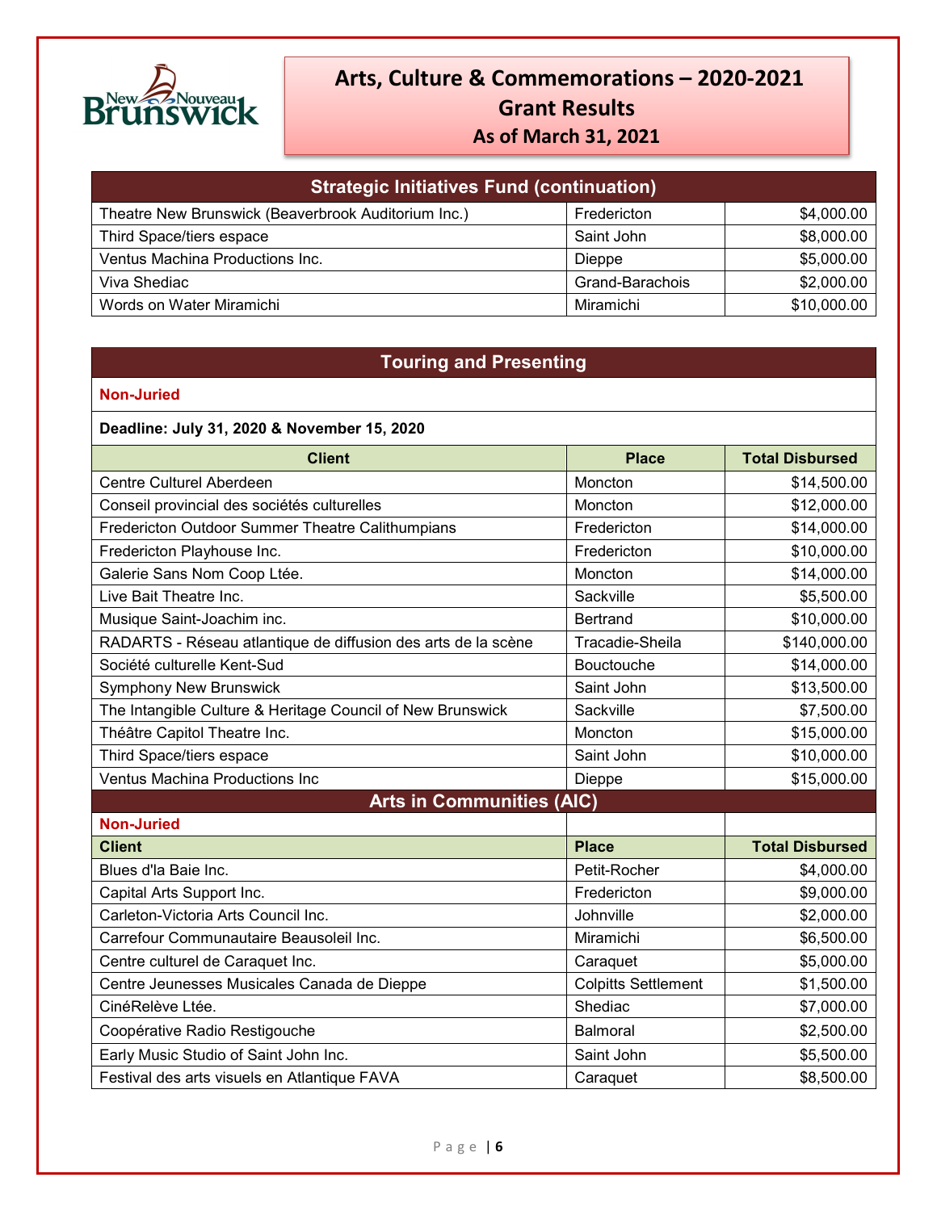# Arts, Culture & Commemorations – 2020-2021
## Grant Results
### As of March 31, 2021

## Strategic Initiatives Fund (continuation)

| | | |
|---|---|---|
| Theatre New Brunswick (Beaverbrook Auditorium Inc.) | Fredericton | $4,000.00 |
| Third Space/tiers espace | Saint John | $8,000.00 |
| Ventus Machina Productions Inc. | Dieppe | $5,000.00 |
| Viva Shediac | Grand-Barachois | $2,000.00 |
| Words on Water Miramichi | Miramichi | $10,000.00 |

## Touring and Presenting

**Non-Juried**

**Deadline: July 31, 2020 & November 15, 2020**

| Client | Place | Total Disbursed |
|---|---|---|
| Centre Culturel Aberdeen | Moncton | $14,500.00 |
| Conseil provincial des sociétés culturelles | Moncton | $12,000.00 |
| Fredericton Outdoor Summer Theatre Calithumpians | Fredericton | $14,000.00 |
| Fredericton Playhouse Inc. | Fredericton | $10,000.00 |
| Galerie Sans Nom Coop Ltée. | Moncton | $14,000.00 |
| Live Bait Theatre Inc. | Sackville | $5,500.00 |
| Musique Saint-Joachim inc. | Bertrand | $10,000.00 |
| RADARTS - Réseau atlantique de diffusion des arts de la scène | Tracadie-Sheila | $140,000.00 |
| Société culturelle Kent-Sud | Bouctouche | $14,000.00 |
| Symphony New Brunswick | Saint John | $13,500.00 |
| The Intangible Culture & Heritage Council of New Brunswick | Sackville | $7,500.00 |
| Théâtre Capitol Theatre Inc. | Moncton | $15,000.00 |
| Third Space/tiers espace | Saint John | $10,000.00 |
| Ventus Machina Productions Inc | Dieppe | $15,000.00 |

## Arts in Communities (AIC)

**Non-Juried**

| Client | Place | Total Disbursed |
|---|---|---|
| Blues d'la Baie Inc. | Petit-Rocher | $4,000.00 |
| Capital Arts Support Inc. | Fredericton | $9,000.00 |
| Carleton-Victoria Arts Council Inc. | Johnville | $2,000.00 |
| Carrefour Communautaire Beausoleil Inc. | Miramichi | $6,500.00 |
| Centre culturel de Caraquet Inc. | Caraquet | $5,000.00 |
| Centre Jeunesses Musicales Canada de Dieppe | Colpitts Settlement | $1,500.00 |
| CinéRelève Ltée. | Shediac | $7,000.00 |
| Coopérative Radio Restigouche | Balmoral | $2,500.00 |
| Early Music Studio of Saint John Inc. | Saint John | $5,500.00 |
| Festival des arts visuels en Atlantique FAVA | Caraquet | $8,500.00 |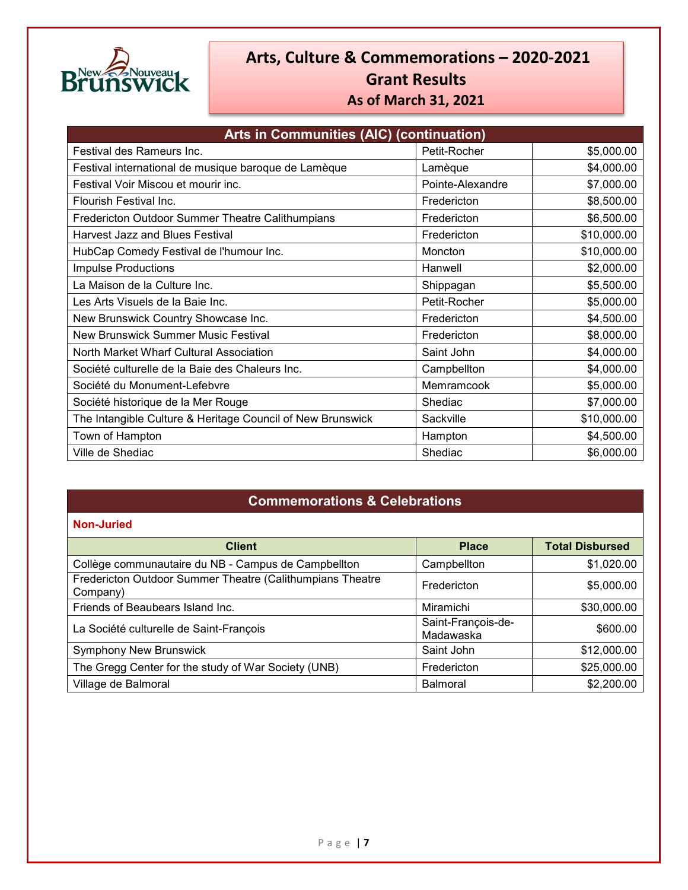# Arts, Culture & Commemorations – 2020-2021 Grant Results As of March 31, 2021

## Arts in Communities (AIC) (continuation)

| | | |
|---|---|---|
| Festival des Rameurs Inc. | Petit-Rocher | $5,000.00 |
| Festival international de musique baroque de Lamèque | Lamèque | $4,000.00 |
| Festival Voir Miscou et mourir inc. | Pointe-Alexandre | $7,000.00 |
| Flourish Festival Inc. | Fredericton | $8,500.00 |
| Fredericton Outdoor Summer Theatre Calithumpians | Fredericton | $6,500.00 |
| Harvest Jazz and Blues Festival | Fredericton | $10,000.00 |
| HubCap Comedy Festival de l'humour Inc. | Moncton | $10,000.00 |
| Impulse Productions | Hanwell | $2,000.00 |
| La Maison de la Culture Inc. | Shippagan | $5,500.00 |
| Les Arts Visuels de la Baie Inc. | Petit-Rocher | $5,000.00 |
| New Brunswick Country Showcase Inc. | Fredericton | $4,500.00 |
| New Brunswick Summer Music Festival | Fredericton | $8,000.00 |
| North Market Wharf Cultural Association | Saint John | $4,000.00 |
| Société culturelle de la Baie des Chaleurs Inc. | Campbellton | $4,000.00 |
| Société du Monument-Lefebvre | Memramcook | $5,000.00 |
| Société historique de la Mer Rouge | Shediac | $7,000.00 |
| The Intangible Culture & Heritage Council of New Brunswick | Sackville | $10,000.00 |
| Town of Hampton | Hampton | $4,500.00 |
| Ville de Shediac | Shediac | $6,000.00 |

## Commemorations & Celebrations

**Non-Juried**

| Client | Place | Total Disbursed |
|---|---|---|
| Collège communautaire du NB - Campus de Campbellton | Campbellton | $1,020.00 |
| Fredericton Outdoor Summer Theatre (Calithumpians Theatre Company) | Fredericton | $5,000.00 |
| Friends of Beaubears Island Inc. | Miramichi | $30,000.00 |
| La Société culturelle de Saint-François | Saint-François-de-Madawaska | $600.00 |
| Symphony New Brunswick | Saint John | $12,000.00 |
| The Gregg Center for the study of War Society (UNB) | Fredericton | $25,000.00 |
| Village de Balmoral | Balmoral | $2,200.00 |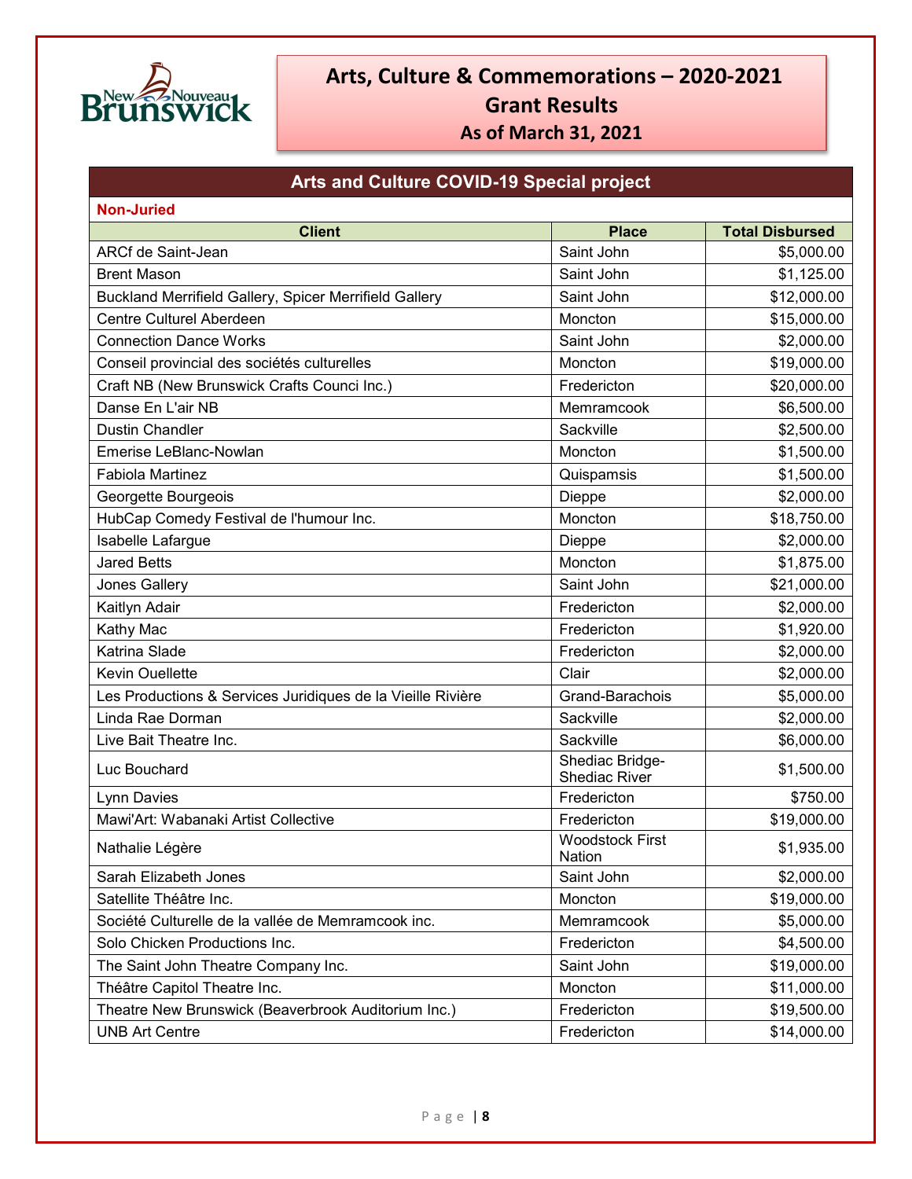# Arts, Culture & Commemorations – 2020-2021
## Grant Results
### As of March 31, 2021

## Arts and Culture COVID-19 Special project

**Non-Juried**

| Client | Place | Total Disbursed |
|---|---|---|
| ARCf de Saint-Jean | Saint John | $5,000.00 |
| Brent Mason | Saint John | $1,125.00 |
| Buckland Merrifield Gallery, Spicer Merrifield Gallery | Saint John | $12,000.00 |
| Centre Culturel Aberdeen | Moncton | $15,000.00 |
| Connection Dance Works | Saint John | $2,000.00 |
| Conseil provincial des sociétés culturelles | Moncton | $19,000.00 |
| Craft NB (New Brunswick Crafts Counci Inc.) | Fredericton | $20,000.00 |
| Danse En L'air NB | Memramcook | $6,500.00 |
| Dustin Chandler | Sackville | $2,500.00 |
| Emerise LeBlanc-Nowlan | Moncton | $1,500.00 |
| Fabiola Martinez | Quispamsis | $1,500.00 |
| Georgette Bourgeois | Dieppe | $2,000.00 |
| HubCap Comedy Festival de l'humour Inc. | Moncton | $18,750.00 |
| Isabelle Lafargue | Dieppe | $2,000.00 |
| Jared Betts | Moncton | $1,875.00 |
| Jones Gallery | Saint John | $21,000.00 |
| Kaitlyn Adair | Fredericton | $2,000.00 |
| Kathy Mac | Fredericton | $1,920.00 |
| Katrina Slade | Fredericton | $2,000.00 |
| Kevin Ouellette | Clair | $2,000.00 |
| Les Productions & Services Juridiques de la Vieille Rivière | Grand-Barachois | $5,000.00 |
| Linda Rae Dorman | Sackville | $2,000.00 |
| Live Bait Theatre Inc. | Sackville | $6,000.00 |
| Luc Bouchard | Shediac Bridge-Shediac River | $1,500.00 |
| Lynn Davies | Fredericton | $750.00 |
| Mawi'Art: Wabanaki Artist Collective | Fredericton | $19,000.00 |
| Nathalie Légère | Woodstock First Nation | $1,935.00 |
| Sarah Elizabeth Jones | Saint John | $2,000.00 |
| Satellite Théâtre Inc. | Moncton | $19,000.00 |
| Société Culturelle de la vallée de Memramcook inc. | Memramcook | $5,000.00 |
| Solo Chicken Productions Inc. | Fredericton | $4,500.00 |
| The Saint John Theatre Company Inc. | Saint John | $19,000.00 |
| Théâtre Capitol Theatre Inc. | Moncton | $11,000.00 |
| Theatre New Brunswick (Beaverbrook Auditorium Inc.) | Fredericton | $19,500.00 |
| UNB Art Centre | Fredericton | $14,000.00 |